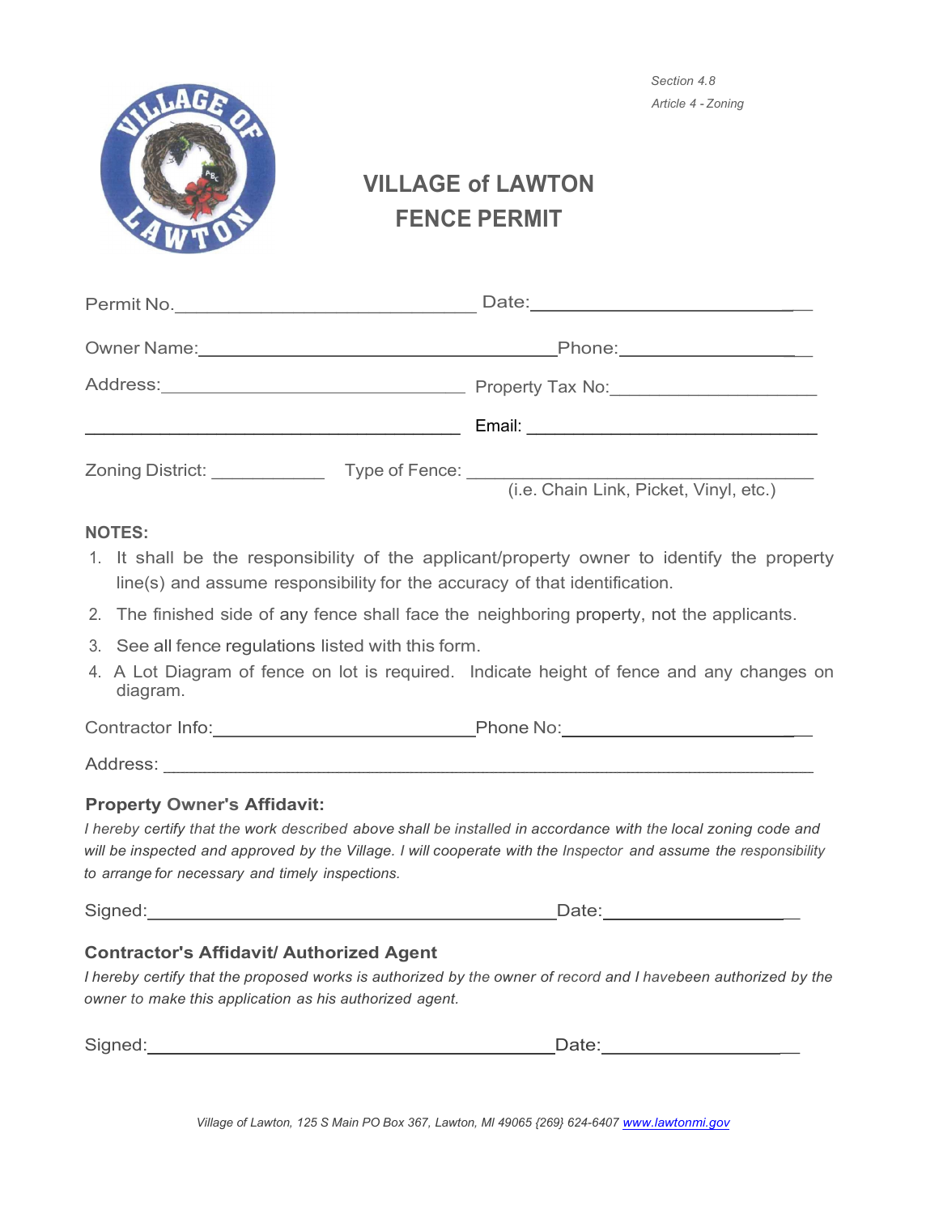Section 4.8

Article 4 - Zoning

# VILLAGE of LAWTON
# FENCE PERMIT

Permit No.______________________________ Date:______________________________

Owner Name:________________________________________Phone:____________________

Address:________________________________ Property Tax No:______________________

________________________________________ Email: ______________________________

Zoning District: ____________ Type of Fence: ______________________________________
(i.e. Chain Link, Picket, Vinyl, etc.)

**NOTES:**

1. It shall be the responsibility of the applicant/property owner to identify the property line(s) and assume responsibility for the accuracy of that identification.
2. The finished side of any fence shall face the neighboring property, not the applicants.
3. See all fence regulations listed with this form.
4. A Lot Diagram of fence on lot is required. Indicate height of fence and any changes on diagram.

Contractor Info:____________________________Phone No:__________________________

Address: ____________________________________________________________________

### Property Owner's Affidavit:

*I hereby certify that the work described above shall be installed in accordance with the local zoning code and will be inspected and approved by the Village. I will cooperate with the Inspector and assume the responsibility to arrange for necessary and timely inspections.*

Signed:____________________________________________Date:____________________

### Contractor's Affidavit/ Authorized Agent

*I hereby certify that the proposed works is authorized by the owner of record and I havebeen authorized by the owner to make this application as his authorized agent.*

Signed:____________________________________________Date:____________________

*Village of Lawton, 125 S Main PO Box 367, Lawton, MI 49065 {269} 624-6407 www.lawtonmi.gov*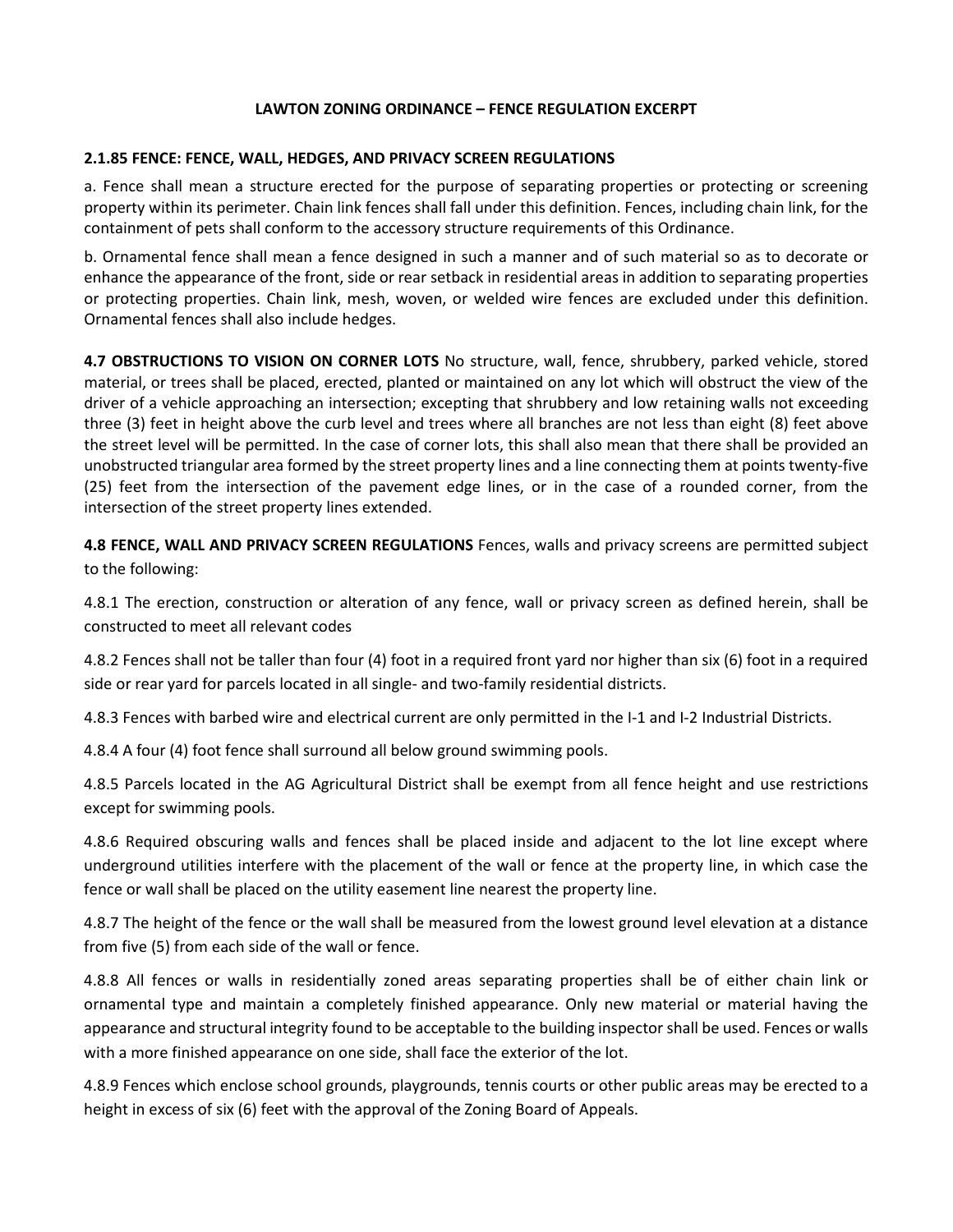# LAWTON ZONING ORDINANCE – FENCE REGULATION EXCERPT

## 2.1.85 FENCE: FENCE, WALL, HEDGES, AND PRIVACY SCREEN REGULATIONS

a. Fence shall mean a structure erected for the purpose of separating properties or protecting or screening property within its perimeter. Chain link fences shall fall under this definition. Fences, including chain link, for the containment of pets shall conform to the accessory structure requirements of this Ordinance.

b. Ornamental fence shall mean a fence designed in such a manner and of such material so as to decorate or enhance the appearance of the front, side or rear setback in residential areas in addition to separating properties or protecting properties. Chain link, mesh, woven, or welded wire fences are excluded under this definition. Ornamental fences shall also include hedges.

**4.7 OBSTRUCTIONS TO VISION ON CORNER LOTS** No structure, wall, fence, shrubbery, parked vehicle, stored material, or trees shall be placed, erected, planted or maintained on any lot which will obstruct the view of the driver of a vehicle approaching an intersection; excepting that shrubbery and low retaining walls not exceeding three (3) feet in height above the curb level and trees where all branches are not less than eight (8) feet above the street level will be permitted. In the case of corner lots, this shall also mean that there shall be provided an unobstructed triangular area formed by the street property lines and a line connecting them at points twenty-five (25) feet from the intersection of the pavement edge lines, or in the case of a rounded corner, from the intersection of the street property lines extended.

**4.8 FENCE, WALL AND PRIVACY SCREEN REGULATIONS** Fences, walls and privacy screens are permitted subject to the following:

4.8.1 The erection, construction or alteration of any fence, wall or privacy screen as defined herein, shall be constructed to meet all relevant codes

4.8.2 Fences shall not be taller than four (4) foot in a required front yard nor higher than six (6) foot in a required side or rear yard for parcels located in all single- and two-family residential districts.

4.8.3 Fences with barbed wire and electrical current are only permitted in the I-1 and I-2 Industrial Districts.

4.8.4 A four (4) foot fence shall surround all below ground swimming pools.

4.8.5 Parcels located in the AG Agricultural District shall be exempt from all fence height and use restrictions except for swimming pools.

4.8.6 Required obscuring walls and fences shall be placed inside and adjacent to the lot line except where underground utilities interfere with the placement of the wall or fence at the property line, in which case the fence or wall shall be placed on the utility easement line nearest the property line.

4.8.7 The height of the fence or the wall shall be measured from the lowest ground level elevation at a distance from five (5) from each side of the wall or fence.

4.8.8 All fences or walls in residentially zoned areas separating properties shall be of either chain link or ornamental type and maintain a completely finished appearance. Only new material or material having the appearance and structural integrity found to be acceptable to the building inspector shall be used. Fences or walls with a more finished appearance on one side, shall face the exterior of the lot.

4.8.9 Fences which enclose school grounds, playgrounds, tennis courts or other public areas may be erected to a height in excess of six (6) feet with the approval of the Zoning Board of Appeals.